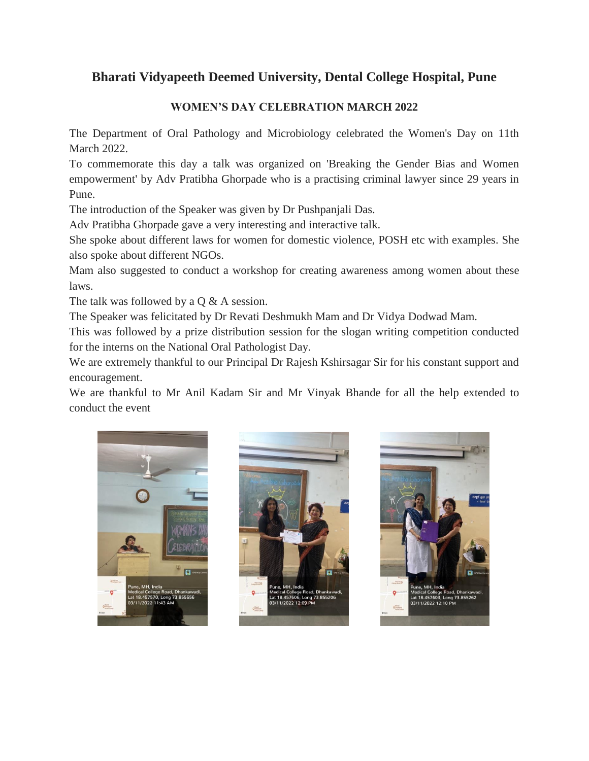# Bharati Vidyapeeth Deemed University, Dental College Hospital, Pune

## WOMEN'S DAY CELEBRATION MARCH 2022

The Department of Oral Pathology and Microbiology celebrated the Women's Day on 11th March 2022.

To commemorate this day a talk was organized on 'Breaking the Gender Bias and Women empowerment' by Adv Pratibha Ghorpade who is a practising criminal lawyer since 29 years in Pune.

The introduction of the Speaker was given by Dr Pushpanjali Das.

Adv Pratibha Ghorpade gave a very interesting and interactive talk.

She spoke about different laws for women for domestic violence, POSH etc with examples. She also spoke about different NGOs.

Mam also suggested to conduct a workshop for creating awareness among women about these laws.

The talk was followed by a Q & A session.

The Speaker was felicitated by Dr Revati Deshmukh Mam and Dr Vidya Dodwad Mam.

This was followed by a prize distribution session for the slogan writing competition conducted for the interns on the National Oral Pathologist Day.

We are extremely thankful to our Principal Dr Rajesh Kshirsagar Sir for his constant support and encouragement.

We are thankful to Mr Anil Kadam Sir and Mr Vinyak Bhande for all the help extended to conduct the event